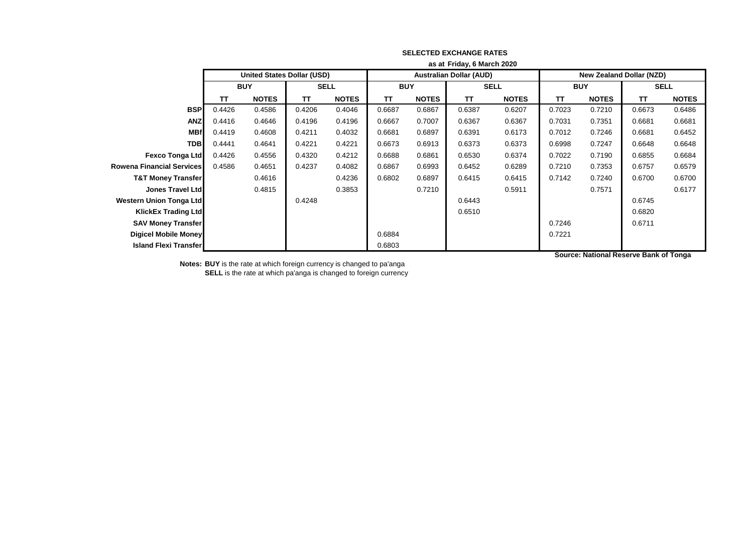**SELECTED EXCHANGE RATES**

**as at Friday, 6 March 2020**

| | United States Dollar (USD) | | | | Australian Dollar (AUD) | | | | New Zealand Dollar (NZD) | | | |
|---|---|---|---|---|---|---|---|---|---|---|---|---|
| | BUY | | SELL | | BUY | | SELL | | BUY | | SELL | |
| | TT | NOTES | TT | NOTES | TT | NOTES | TT | NOTES | TT | NOTES | TT | NOTES |
| **BSP** | 0.4426 | 0.4586 | 0.4206 | 0.4046 | 0.6687 | 0.6867 | 0.6387 | 0.6207 | 0.7023 | 0.7210 | 0.6673 | 0.6486 |
| **ANZ** | 0.4416 | 0.4646 | 0.4196 | 0.4196 | 0.6667 | 0.7007 | 0.6367 | 0.6367 | 0.7031 | 0.7351 | 0.6681 | 0.6681 |
| **MBf** | 0.4419 | 0.4608 | 0.4211 | 0.4032 | 0.6681 | 0.6897 | 0.6391 | 0.6173 | 0.7012 | 0.7246 | 0.6681 | 0.6452 |
| **TDB** | 0.4441 | 0.4641 | 0.4221 | 0.4221 | 0.6673 | 0.6913 | 0.6373 | 0.6373 | 0.6998 | 0.7247 | 0.6648 | 0.6648 |
| **Fexco Tonga Ltd** | 0.4426 | 0.4556 | 0.4320 | 0.4212 | 0.6688 | 0.6861 | 0.6530 | 0.6374 | 0.7022 | 0.7190 | 0.6855 | 0.6684 |
| **Rowena Financial Services** | 0.4586 | 0.4651 | 0.4237 | 0.4082 | 0.6867 | 0.6993 | 0.6452 | 0.6289 | 0.7210 | 0.7353 | 0.6757 | 0.6579 |
| **T&T Money Transfer** | | 0.4616 | | 0.4236 | 0.6802 | 0.6897 | 0.6415 | 0.6415 | 0.7142 | 0.7240 | 0.6700 | 0.6700 |
| **Jones Travel Ltd** | | 0.4815 | | 0.3853 | | 0.7210 | | 0.5911 | | 0.7571 | | 0.6177 |
| **Western Union Tonga Ltd** | | | 0.4248 | | | | 0.6443 | | | | 0.6745 | |
| **KlickEx Trading Ltd** | | | | | | | 0.6510 | | | | 0.6820 | |
| **SAV Money Transfer** | | | | | | | | | 0.7246 | | 0.6711 | |
| **Digicel Mobile Money** | | | | | 0.6884 | | | | 0.7221 | | | |
| **Island Flexi Transfer** | | | | | 0.6803 | | | | | | | |

**Source: National Reserve Bank of Tonga**

**Notes: BUY** is the rate at which foreign currency is changed to pa'anga
**SELL** is the rate at which pa'anga is changed to foreign currency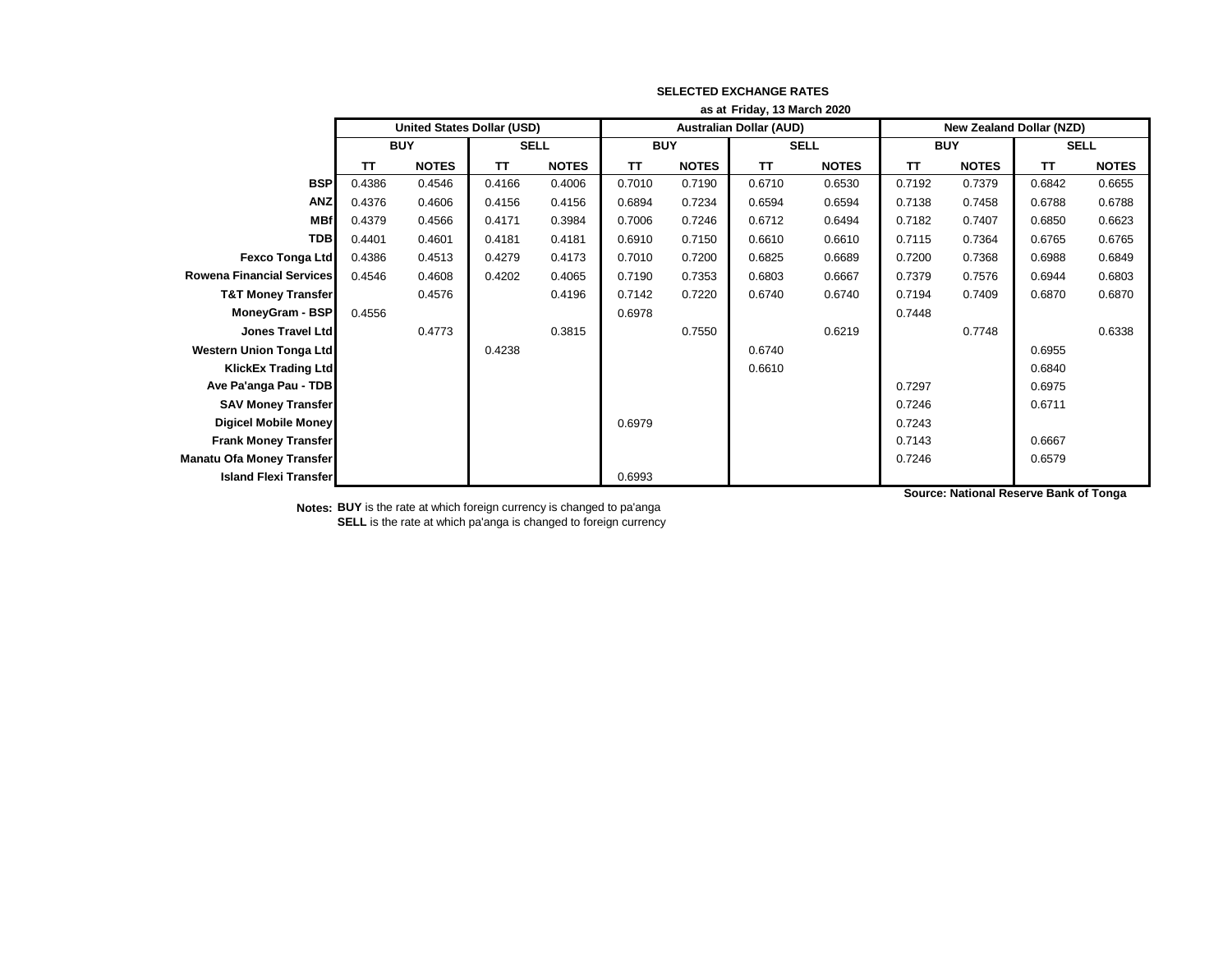**SELECTED EXCHANGE RATES**

**as at Friday, 13 March 2020**

| | United States Dollar (USD) | | | | Australian Dollar (AUD) | | | | New Zealand Dollar (NZD) | | | |
|---|---|---|---|---|---|---|---|---|---|---|---|---|
| | BUY | | SELL | | BUY | | SELL | | BUY | | SELL | |
| | TT | NOTES | TT | NOTES | TT | NOTES | TT | NOTES | TT | NOTES | TT | NOTES |
| **BSP** | 0.4386 | 0.4546 | 0.4166 | 0.4006 | 0.7010 | 0.7190 | 0.6710 | 0.6530 | 0.7192 | 0.7379 | 0.6842 | 0.6655 |
| **ANZ** | 0.4376 | 0.4606 | 0.4156 | 0.4156 | 0.6894 | 0.7234 | 0.6594 | 0.6594 | 0.7138 | 0.7458 | 0.6788 | 0.6788 |
| **MBf** | 0.4379 | 0.4566 | 0.4171 | 0.3984 | 0.7006 | 0.7246 | 0.6712 | 0.6494 | 0.7182 | 0.7407 | 0.6850 | 0.6623 |
| **TDB** | 0.4401 | 0.4601 | 0.4181 | 0.4181 | 0.6910 | 0.7150 | 0.6610 | 0.6610 | 0.7115 | 0.7364 | 0.6765 | 0.6765 |
| **Fexco Tonga Ltd** | 0.4386 | 0.4513 | 0.4279 | 0.4173 | 0.7010 | 0.7200 | 0.6825 | 0.6689 | 0.7200 | 0.7368 | 0.6988 | 0.6849 |
| **Rowena Financial Services** | 0.4546 | 0.4608 | 0.4202 | 0.4065 | 0.7190 | 0.7353 | 0.6803 | 0.6667 | 0.7379 | 0.7576 | 0.6944 | 0.6803 |
| **T&T Money Transfer** | | 0.4576 | | 0.4196 | 0.7142 | 0.7220 | 0.6740 | 0.6740 | 0.7194 | 0.7409 | 0.6870 | 0.6870 |
| **MoneyGram - BSP** | 0.4556 | | | | 0.6978 | | | | 0.7448 | | | |
| **Jones Travel Ltd** | | 0.4773 | | 0.3815 | | 0.7550 | | 0.6219 | | 0.7748 | | 0.6338 |
| **Western Union Tonga Ltd** | | | 0.4238 | | | | 0.6740 | | | | 0.6955 | |
| **KlickEx Trading Ltd** | | | | | | | 0.6610 | | | | 0.6840 | |
| **Ave Pa'anga Pau - TDB** | | | | | | | | | 0.7297 | | 0.6975 | |
| **SAV Money Transfer** | | | | | | | | | 0.7246 | | 0.6711 | |
| **Digicel Mobile Money** | | | | | 0.6979 | | | | 0.7243 | | | |
| **Frank Money Transfer** | | | | | | | | | 0.7143 | | 0.6667 | |
| **Manatu Ofa Money Transfer** | | | | | | | | | 0.7246 | | 0.6579 | |
| **Island Flexi Transfer** | | | | | 0.6993 | | | | | | | |

**Source: National Reserve Bank of Tonga**

**Notes:** **BUY** is the rate at which foreign currency is changed to pa'anga
**SELL** is the rate at which pa'anga is changed to foreign currency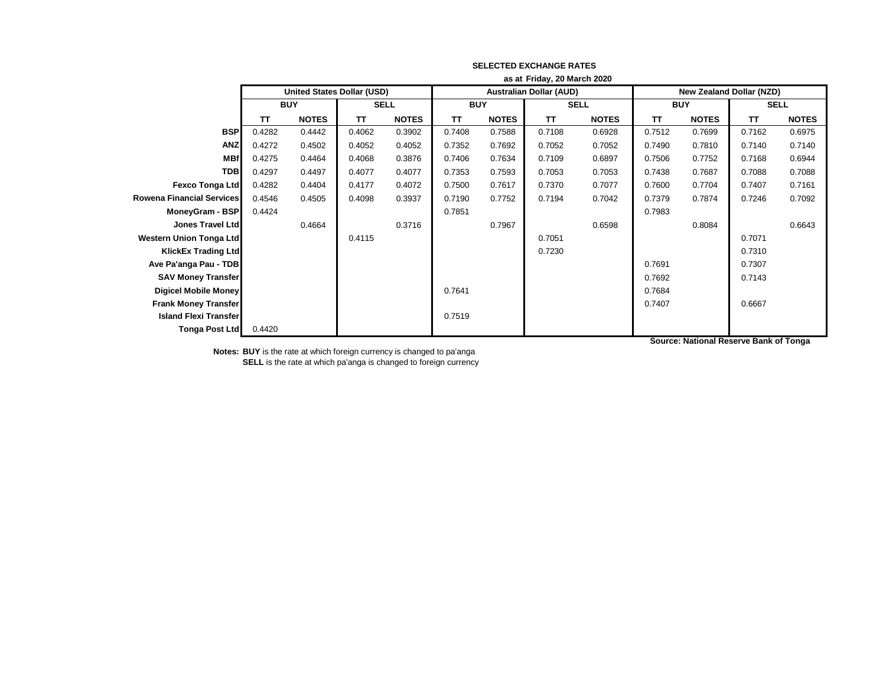**SELECTED EXCHANGE RATES**

**as at Friday, 20 March 2020**

| | United States Dollar (USD) | | | | Australian Dollar (AUD) | | | | New Zealand Dollar (NZD) | | | |
|---|---|---|---|---|---|---|---|---|---|---|---|---|
| | BUY | | SELL | | BUY | | SELL | | BUY | | SELL | |
| | TT | NOTES | TT | NOTES | TT | NOTES | TT | NOTES | TT | NOTES | TT | NOTES |
| **BSP** | 0.4282 | 0.4442 | 0.4062 | 0.3902 | 0.7408 | 0.7588 | 0.7108 | 0.6928 | 0.7512 | 0.7699 | 0.7162 | 0.6975 |
| **ANZ** | 0.4272 | 0.4502 | 0.4052 | 0.4052 | 0.7352 | 0.7692 | 0.7052 | 0.7052 | 0.7490 | 0.7810 | 0.7140 | 0.7140 |
| **MBf** | 0.4275 | 0.4464 | 0.4068 | 0.3876 | 0.7406 | 0.7634 | 0.7109 | 0.6897 | 0.7506 | 0.7752 | 0.7168 | 0.6944 |
| **TDB** | 0.4297 | 0.4497 | 0.4077 | 0.4077 | 0.7353 | 0.7593 | 0.7053 | 0.7053 | 0.7438 | 0.7687 | 0.7088 | 0.7088 |
| **Fexco Tonga Ltd** | 0.4282 | 0.4404 | 0.4177 | 0.4072 | 0.7500 | 0.7617 | 0.7370 | 0.7077 | 0.7600 | 0.7704 | 0.7407 | 0.7161 |
| **Rowena Financial Services** | 0.4546 | 0.4505 | 0.4098 | 0.3937 | 0.7190 | 0.7752 | 0.7194 | 0.7042 | 0.7379 | 0.7874 | 0.7246 | 0.7092 |
| **MoneyGram - BSP** | 0.4424 | | | | 0.7851 | | | | 0.7983 | | | |
| **Jones Travel Ltd** | | 0.4664 | | 0.3716 | | 0.7967 | | 0.6598 | | 0.8084 | | 0.6643 |
| **Western Union Tonga Ltd** | | | 0.4115 | | | | 0.7051 | | | | 0.7071 | |
| **KlickEx Trading Ltd** | | | | | | | 0.7230 | | | | 0.7310 | |
| **Ave Pa'anga Pau - TDB** | | | | | | | | | 0.7691 | | 0.7307 | |
| **SAV Money Transfer** | | | | | | | | | 0.7692 | | 0.7143 | |
| **Digicel Mobile Money** | | | | | 0.7641 | | | | 0.7684 | | | |
| **Frank Money Transfer** | | | | | | | | | 0.7407 | | 0.6667 | |
| **Island Flexi Transfer** | | | | | 0.7519 | | | | | | | |
| **Tonga Post Ltd** | 0.4420 | | | | | | | | | | | |

**Source: National Reserve Bank of Tonga**

**Notes:** **BUY** is the rate at which foreign currency is changed to pa'anga
**SELL** is the rate at which pa'anga is changed to foreign currency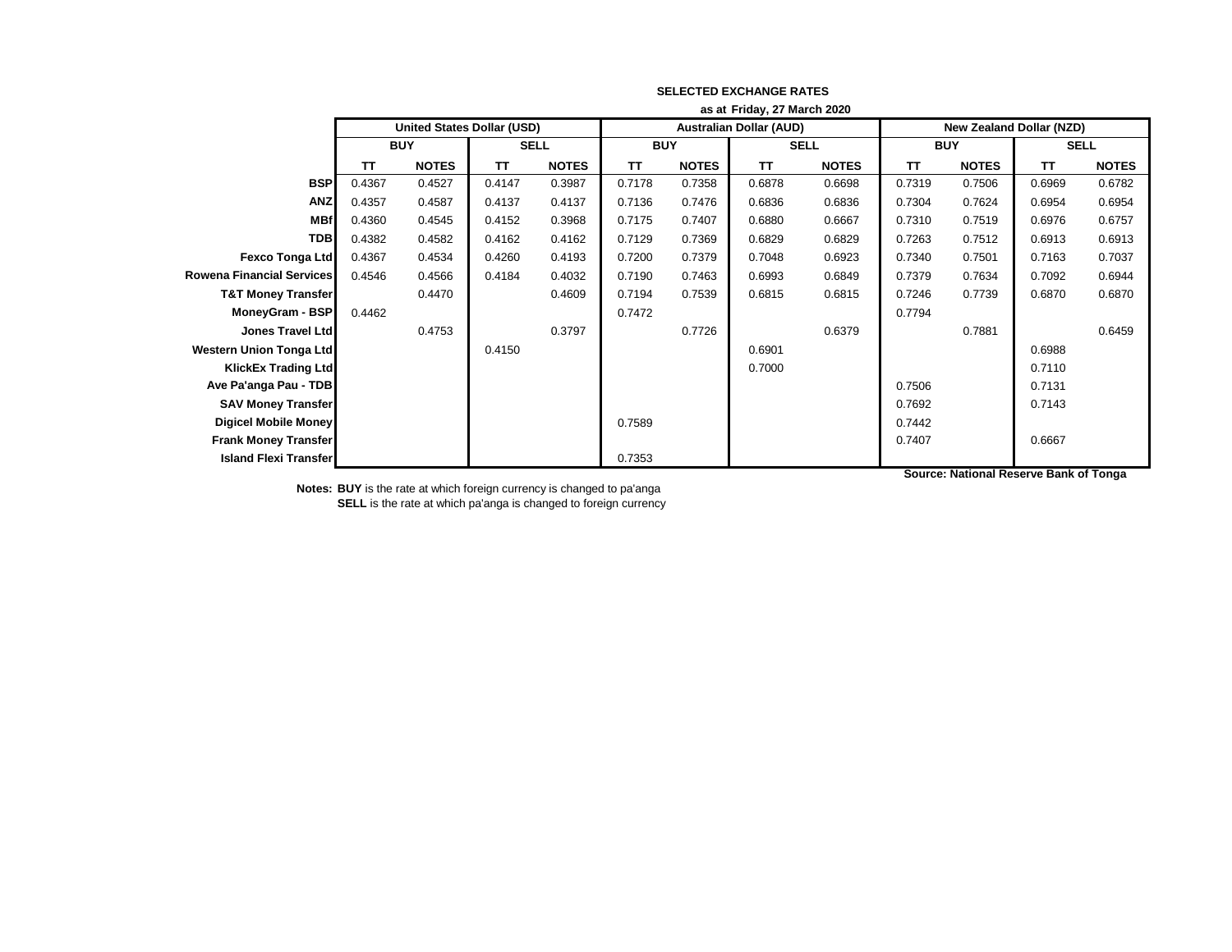**SELECTED EXCHANGE RATES**

**as at Friday, 27 March 2020**

| | United States Dollar (USD) | | | | Australian Dollar (AUD) | | | | New Zealand Dollar (NZD) | | | |
|---|---|---|---|---|---|---|---|---|---|---|---|---|
| | BUY | | SELL | | BUY | | SELL | | BUY | | SELL | |
| | TT | NOTES | TT | NOTES | TT | NOTES | TT | NOTES | TT | NOTES | TT | NOTES |
| **BSP** | 0.4367 | 0.4527 | 0.4147 | 0.3987 | 0.7178 | 0.7358 | 0.6878 | 0.6698 | 0.7319 | 0.7506 | 0.6969 | 0.6782 |
| **ANZ** | 0.4357 | 0.4587 | 0.4137 | 0.4137 | 0.7136 | 0.7476 | 0.6836 | 0.6836 | 0.7304 | 0.7624 | 0.6954 | 0.6954 |
| **MBf** | 0.4360 | 0.4545 | 0.4152 | 0.3968 | 0.7175 | 0.7407 | 0.6880 | 0.6667 | 0.7310 | 0.7519 | 0.6976 | 0.6757 |
| **TDB** | 0.4382 | 0.4582 | 0.4162 | 0.4162 | 0.7129 | 0.7369 | 0.6829 | 0.6829 | 0.7263 | 0.7512 | 0.6913 | 0.6913 |
| **Fexco Tonga Ltd** | 0.4367 | 0.4534 | 0.4260 | 0.4193 | 0.7200 | 0.7379 | 0.7048 | 0.6923 | 0.7340 | 0.7501 | 0.7163 | 0.7037 |
| **Rowena Financial Services** | 0.4546 | 0.4566 | 0.4184 | 0.4032 | 0.7190 | 0.7463 | 0.6993 | 0.6849 | 0.7379 | 0.7634 | 0.7092 | 0.6944 |
| **T&T Money Transfer** | | 0.4470 | | 0.4609 | 0.7194 | 0.7539 | 0.6815 | 0.6815 | 0.7246 | 0.7739 | 0.6870 | 0.6870 |
| **MoneyGram - BSP** | 0.4462 | | | | 0.7472 | | | | 0.7794 | | | |
| **Jones Travel Ltd** | | 0.4753 | | 0.3797 | | 0.7726 | | 0.6379 | | 0.7881 | | 0.6459 |
| **Western Union Tonga Ltd** | | | 0.4150 | | | | 0.6901 | | | | 0.6988 | |
| **KlickEx Trading Ltd** | | | | | | | 0.7000 | | | | 0.7110 | |
| **Ave Pa'anga Pau - TDB** | | | | | | | | | 0.7506 | | 0.7131 | |
| **SAV Money Transfer** | | | | | | | | | 0.7692 | | 0.7143 | |
| **Digicel Mobile Money** | | | | | 0.7589 | | | | 0.7442 | | | |
| **Frank Money Transfer** | | | | | | | | | 0.7407 | | 0.6667 | |
| **Island Flexi Transfer** | | | | | 0.7353 | | | | | | | |

**Source: National Reserve Bank of Tonga**

**Notes: BUY** is the rate at which foreign currency is changed to pa'anga
**SELL** is the rate at which pa'anga is changed to foreign currency